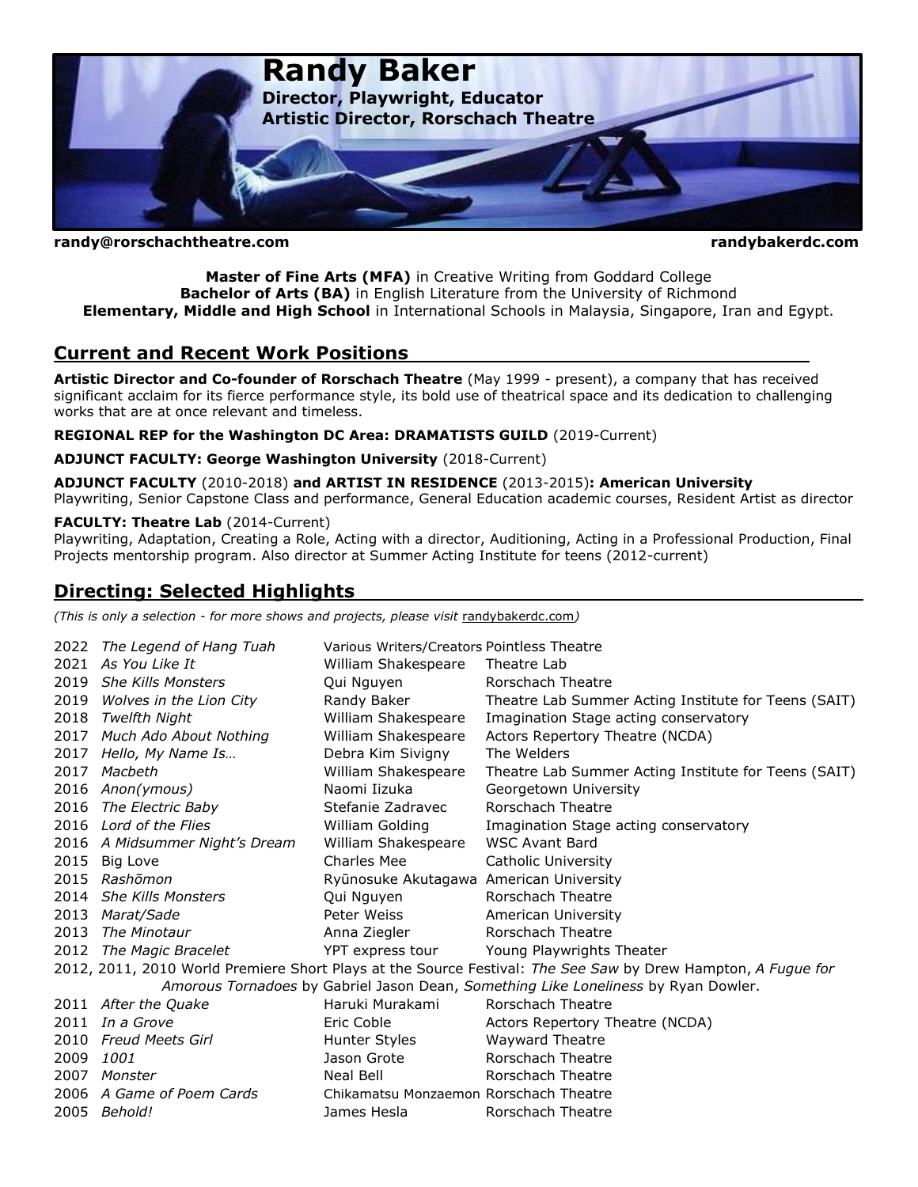# Randy Baker

**Director, Playwright, Educator**
**Artistic Director, Rorschach Theatre**

**randy@rorschachtheatre.com** **randybakerdc.com**

**Master of Fine Arts (MFA)** in Creative Writing from Goddard College
**Bachelor of Arts (BA)** in English Literature from the University of Richmond
**Elementary, Middle and High School** in International Schools in Malaysia, Singapore, Iran and Egypt.

## Current and Recent Work Positions

**Artistic Director and Co-founder of Rorschach Theatre** (May 1999 - present), a company that has received significant acclaim for its fierce performance style, its bold use of theatrical space and its dedication to challenging works that are at once relevant and timeless.

**REGIONAL REP for the Washington DC Area: DRAMATISTS GUILD** (2019-Current)

**ADJUNCT FACULTY: George Washington University** (2018-Current)

**ADJUNCT FACULTY** (2010-2018) **and ARTIST IN RESIDENCE** (2013-2015)**: American University**
Playwriting, Senior Capstone Class and performance, General Education academic courses, Resident Artist as director

**FACULTY: Theatre Lab** (2014-Current)
Playwriting, Adaptation, Creating a Role, Acting with a director, Auditioning, Acting in a Professional Production, Final Projects mentorship program. Also director at Summer Acting Institute for teens (2012-current)

## Directing: Selected Highlights

*(This is only a selection - for more shows and projects, please visit* randybakerdc.com*)*

| Year | Title | Writer | Company |
|---|---|---|---|
| 2022 | *The Legend of Hang Tuah* | Various Writers/Creators | Pointless Theatre |
| 2021 | *As You Like It* | William Shakespeare | Theatre Lab |
| 2019 | *She Kills Monsters* | Qui Nguyen | Rorschach Theatre |
| 2019 | *Wolves in the Lion City* | Randy Baker | Theatre Lab Summer Acting Institute for Teens (SAIT) |
| 2018 | *Twelfth Night* | William Shakespeare | Imagination Stage acting conservatory |
| 2017 | *Much Ado About Nothing* | William Shakespeare | Actors Repertory Theatre (NCDA) |
| 2017 | *Hello, My Name Is…* | Debra Kim Sivigny | The Welders |
| 2017 | *Macbeth* | William Shakespeare | Theatre Lab Summer Acting Institute for Teens (SAIT) |
| 2016 | *Anon(ymous)* | Naomi Iizuka | Georgetown University |
| 2016 | *The Electric Baby* | Stefanie Zadravec | Rorschach Theatre |
| 2016 | *Lord of the Flies* | William Golding | Imagination Stage acting conservatory |
| 2016 | *A Midsummer Night's Dream* | William Shakespeare | WSC Avant Bard |
| 2015 | Big Love | Charles Mee | Catholic University |
| 2015 | *Rashōmon* | Ryūnosuke Akutagawa | American University |
| 2014 | *She Kills Monsters* | Qui Nguyen | Rorschach Theatre |
| 2013 | *Marat/Sade* | Peter Weiss | American University |
| 2013 | *The Minotaur* | Anna Ziegler | Rorschach Theatre |
| 2012 | *The Magic Bracelet* | YPT express tour | Young Playwrights Theater |
| 2012, 2011, 2010 | World Premiere Short Plays at the Source Festival: *The See Saw* by Drew Hampton, *A Fugue for Amorous Tornadoes* by Gabriel Jason Dean, *Something Like Loneliness* by Ryan Dowler. | | |
| 2011 | *After the Quake* | Haruki Murakami | Rorschach Theatre |
| 2011 | *In a Grove* | Eric Coble | Actors Repertory Theatre (NCDA) |
| 2010 | *Freud Meets Girl* | Hunter Styles | Wayward Theatre |
| 2009 | *1001* | Jason Grote | Rorschach Theatre |
| 2007 | *Monster* | Neal Bell | Rorschach Theatre |
| 2006 | *A Game of Poem Cards* | Chikamatsu Monzaemon | Rorschach Theatre |
| 2005 | *Behold!* | James Hesla | Rorschach Theatre |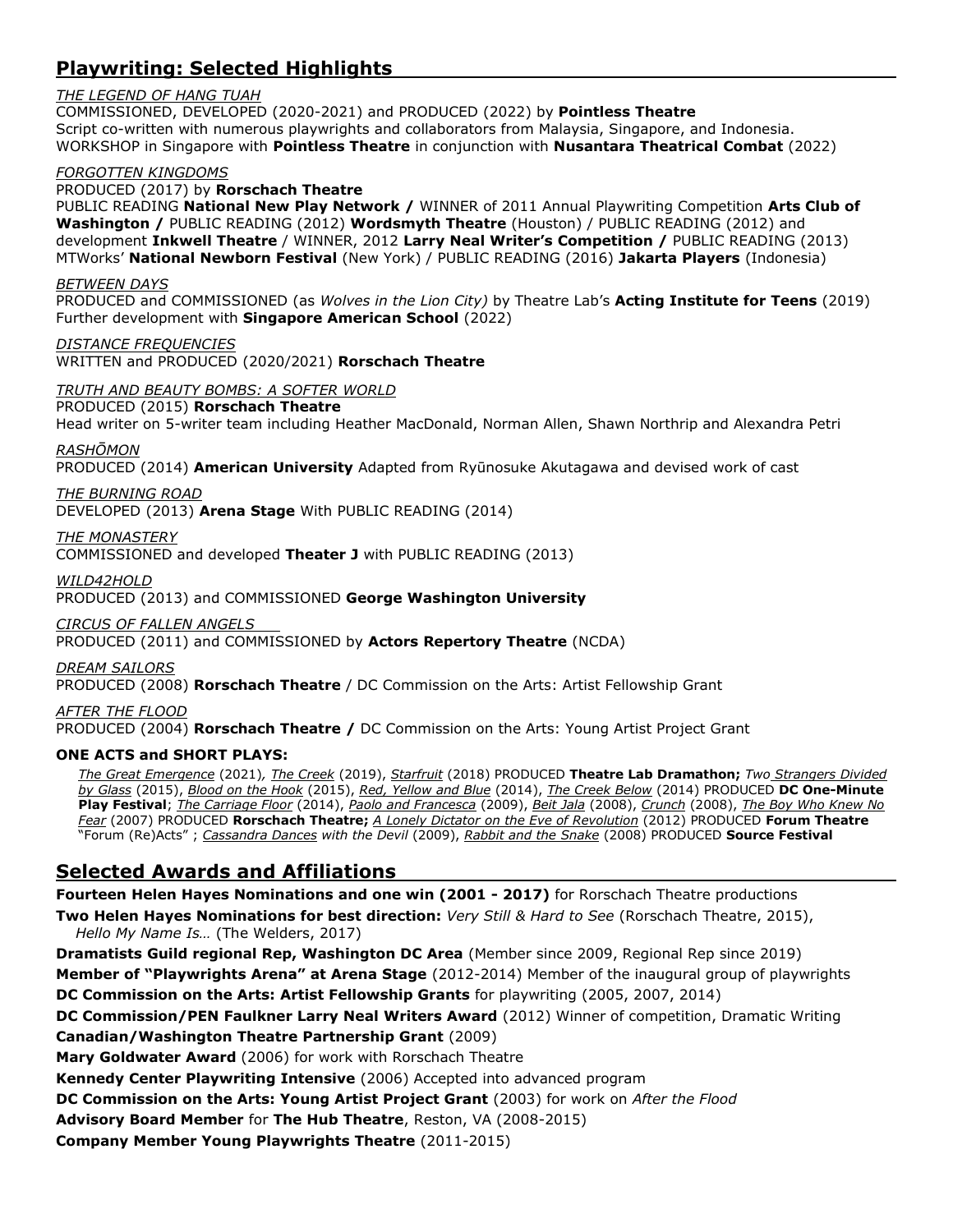## Playwriting: Selected Highlights

*THE LEGEND OF HANG TUAH*
COMMISSIONED, DEVELOPED (2020-2021) and PRODUCED (2022) by **Pointless Theatre**
Script co-written with numerous playwrights and collaborators from Malaysia, Singapore, and Indonesia.
WORKSHOP in Singapore with **Pointless Theatre** in conjunction with **Nusantara Theatrical Combat** (2022)

*FORGOTTEN KINGDOMS*
PRODUCED (2017) by **Rorschach Theatre**
PUBLIC READING **National New Play Network /** WINNER of 2011 Annual Playwriting Competition **Arts Club of Washington /** PUBLIC READING (2012) **Wordsmyth Theatre** (Houston) / PUBLIC READING (2012) and development **Inkwell Theatre** / WINNER, 2012 **Larry Neal Writer's Competition /** PUBLIC READING (2013) MTWorks' **National Newborn Festival** (New York) / PUBLIC READING (2016) **Jakarta Players** (Indonesia)

*BETWEEN DAYS*
PRODUCED and COMMISSIONED (as *Wolves in the Lion City)* by Theatre Lab's **Acting Institute for Teens** (2019)
Further development with **Singapore American School** (2022)

*DISTANCE FREQUENCIES*
WRITTEN and PRODUCED (2020/2021) **Rorschach Theatre**

*TRUTH AND BEAUTY BOMBS: A SOFTER WORLD*
PRODUCED (2015) **Rorschach Theatre**
Head writer on 5-writer team including Heather MacDonald, Norman Allen, Shawn Northrip and Alexandra Petri

*RASHŌMON*
PRODUCED (2014) **American University** Adapted from Ryūnosuke Akutagawa and devised work of cast

*THE BURNING ROAD*
DEVELOPED (2013) **Arena Stage** With PUBLIC READING (2014)

*THE MONASTERY*
COMMISSIONED and developed **Theater J** with PUBLIC READING (2013)

*WILD42HOLD*
PRODUCED (2013) and COMMISSIONED **George Washington University**

*CIRCUS OF FALLEN ANGELS*
PRODUCED (2011) and COMMISSIONED by **Actors Repertory Theatre** (NCDA)

*DREAM SAILORS*
PRODUCED (2008) **Rorschach Theatre** / DC Commission on the Arts: Artist Fellowship Grant

*AFTER THE FLOOD*
PRODUCED (2004) **Rorschach Theatre /** DC Commission on the Arts: Young Artist Project Grant

### ONE ACTS and SHORT PLAYS:

*The Great Emergence* (2021), *The Creek* (2019), *Starfruit* (2018) PRODUCED **Theatre Lab Dramathon;** *Two Strangers Divided by Glass* (2015), *Blood on the Hook* (2015), *Red, Yellow and Blue* (2014), *The Creek Below* (2014) PRODUCED **DC One-Minute Play Festival**; *The Carriage Floor* (2014), *Paolo and Francesca* (2009), *Beit Jala* (2008), *Crunch* (2008), *The Boy Who Knew No Fear* (2007) PRODUCED **Rorschach Theatre;** *A Lonely Dictator on the Eve of Revolution* (2012) PRODUCED **Forum Theatre** "Forum (Re)Acts" ; *Cassandra Dances with the Devil* (2009), *Rabbit and the Snake* (2008) PRODUCED **Source Festival**

## Selected Awards and Affiliations

**Fourteen Helen Hayes Nominations and one win (2001 - 2017)** for Rorschach Theatre productions
**Two Helen Hayes Nominations for best direction:** *Very Still & Hard to See* (Rorschach Theatre, 2015), *Hello My Name Is…* (The Welders, 2017)
**Dramatists Guild regional Rep, Washington DC Area** (Member since 2009, Regional Rep since 2019)
**Member of "Playwrights Arena" at Arena Stage** (2012-2014) Member of the inaugural group of playwrights
**DC Commission on the Arts: Artist Fellowship Grants** for playwriting (2005, 2007, 2014)
**DC Commission/PEN Faulkner Larry Neal Writers Award** (2012) Winner of competition, Dramatic Writing
**Canadian/Washington Theatre Partnership Grant** (2009)
**Mary Goldwater Award** (2006) for work with Rorschach Theatre
**Kennedy Center Playwriting Intensive** (2006) Accepted into advanced program
**DC Commission on the Arts: Young Artist Project Grant** (2003) for work on *After the Flood*
**Advisory Board Member** for **The Hub Theatre**, Reston, VA (2008-2015)
**Company Member Young Playwrights Theatre** (2011-2015)